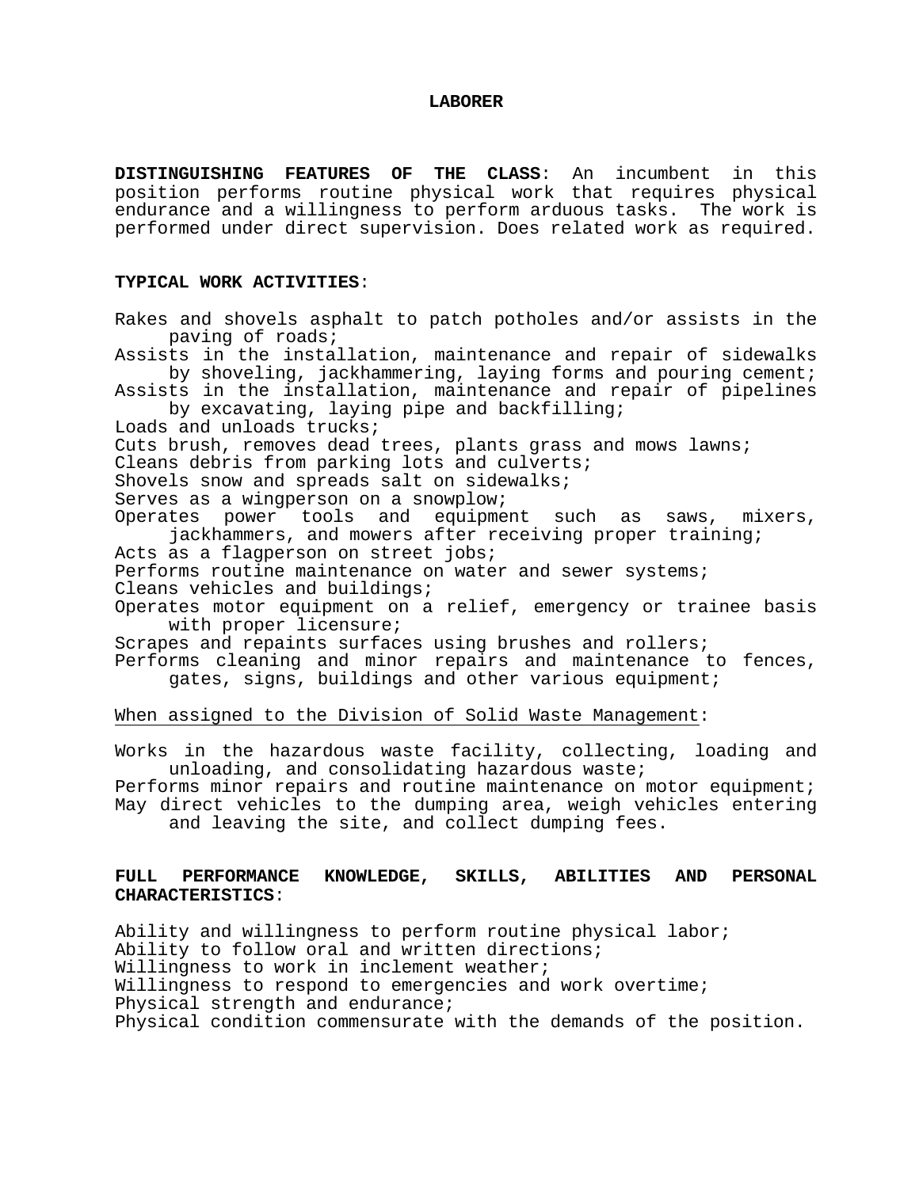# LABORER

**DISTINGUISHING FEATURES OF THE CLASS**: An incumbent in this position performs routine physical work that requires physical endurance and a willingness to perform arduous tasks. The work is performed under direct supervision. Does related work as required.

**TYPICAL WORK ACTIVITIES**:

Rakes and shovels asphalt to patch potholes and/or assists in the paving of roads;
Assists in the installation, maintenance and repair of sidewalks by shoveling, jackhammering, laying forms and pouring cement;
Assists in the installation, maintenance and repair of pipelines by excavating, laying pipe and backfilling;
Loads and unloads trucks;
Cuts brush, removes dead trees, plants grass and mows lawns;
Cleans debris from parking lots and culverts;
Shovels snow and spreads salt on sidewalks;
Serves as a wingperson on a snowplow;
Operates power tools and equipment such as saws, mixers, jackhammers, and mowers after receiving proper training;
Acts as a flagperson on street jobs;
Performs routine maintenance on water and sewer systems;
Cleans vehicles and buildings;
Operates motor equipment on a relief, emergency or trainee basis with proper licensure;
Scrapes and repaints surfaces using brushes and rollers;
Performs cleaning and minor repairs and maintenance to fences, gates, signs, buildings and other various equipment;

<u>When assigned to the Division of Solid Waste Management</u>:

Works in the hazardous waste facility, collecting, loading and unloading, and consolidating hazardous waste;
Performs minor repairs and routine maintenance on motor equipment;
May direct vehicles to the dumping area, weigh vehicles entering and leaving the site, and collect dumping fees.

**FULL PERFORMANCE KNOWLEDGE, SKILLS, ABILITIES AND PERSONAL CHARACTERISTICS**:

Ability and willingness to perform routine physical labor;
Ability to follow oral and written directions;
Willingness to work in inclement weather;
Willingness to respond to emergencies and work overtime;
Physical strength and endurance;
Physical condition commensurate with the demands of the position.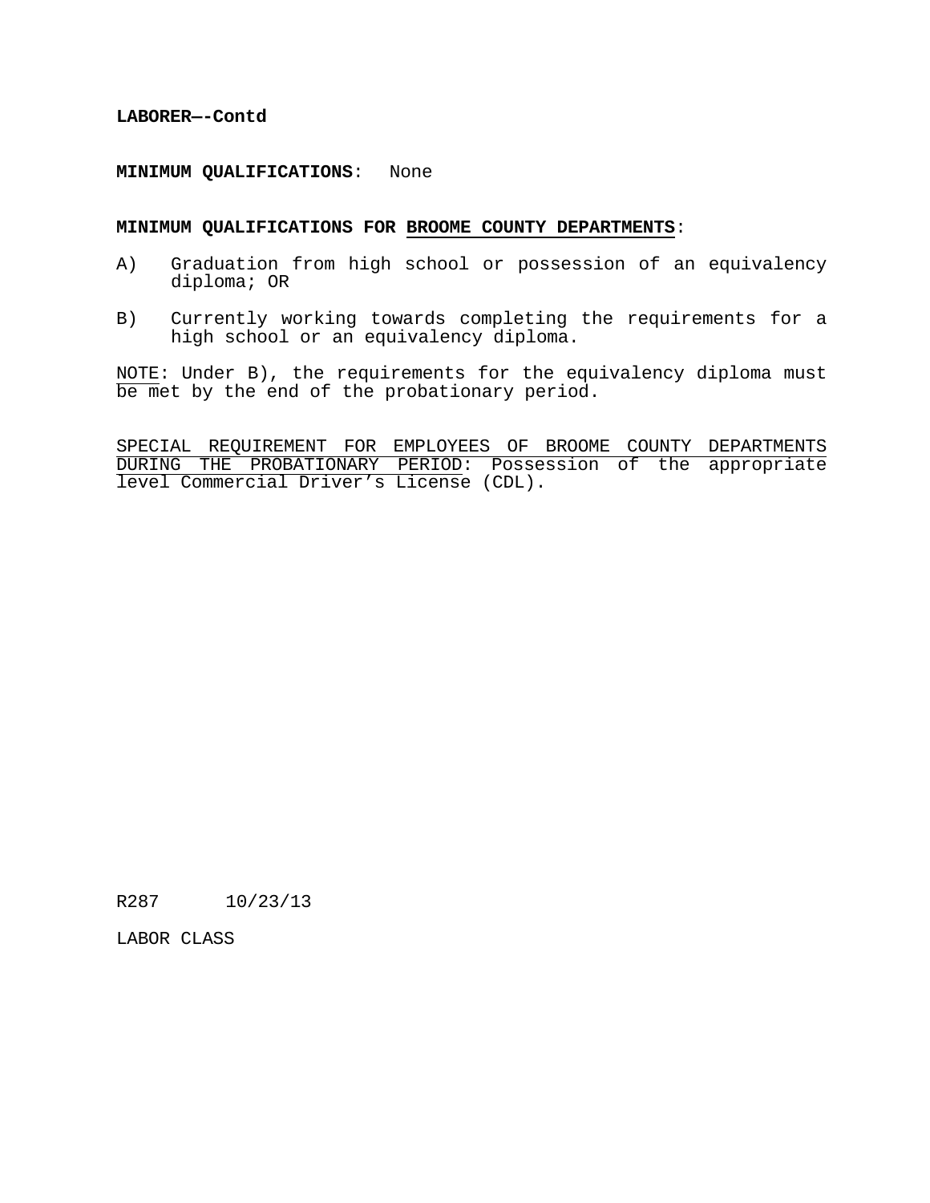**LABORER—-Contd**

**MINIMUM QUALIFICATIONS**: None

**MINIMUM QUALIFICATIONS FOR BROOME COUNTY DEPARTMENTS**:

A) Graduation from high school or possession of an equivalency diploma; OR

B) Currently working towards completing the requirements for a high school or an equivalency diploma.

NOTE: Under B), the requirements for the equivalency diploma must be met by the end of the probationary period.

SPECIAL REQUIREMENT FOR EMPLOYEES OF BROOME COUNTY DEPARTMENTS DURING THE PROBATIONARY PERIOD: Possession of the appropriate level Commercial Driver's License (CDL).

R287 10/23/13

LABOR CLASS